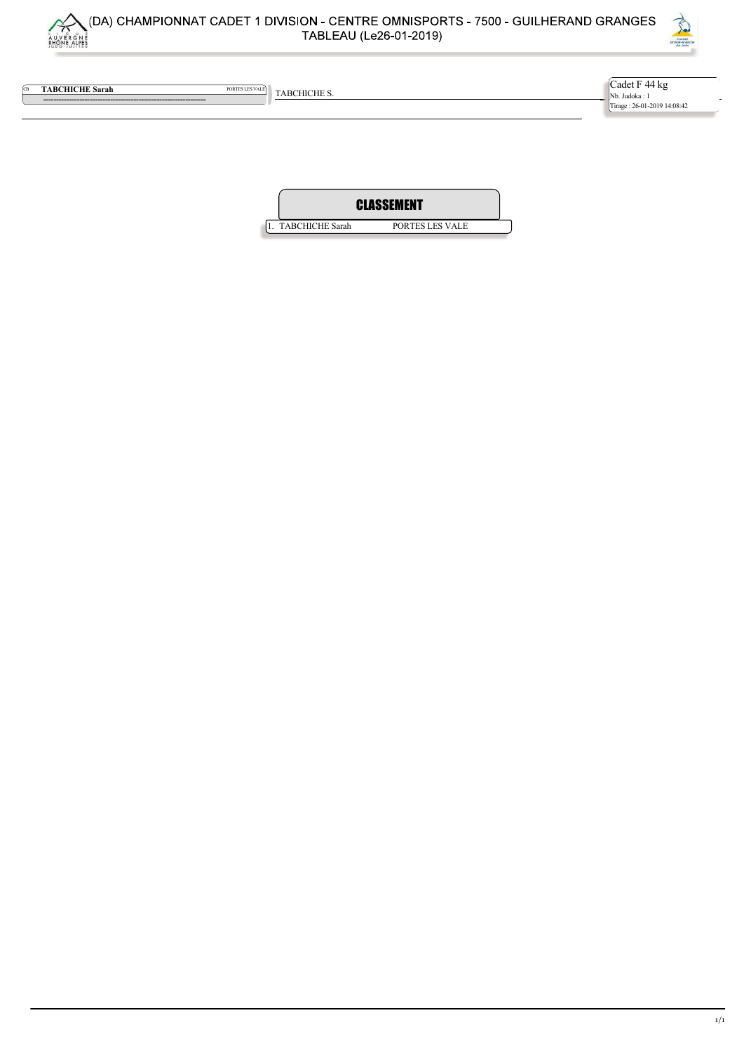# (DA) CHAMPIONNAT CADET 1 DIVISION - CENTRE OMNISPORTS - 7500 - GUILHERAND GRANGES

TABLEAU (Le26-01-2019)

CB **TABCHICHE Sarah** PORTES LES VALE

TABCHICHE S.

Cadet F 44 kg

Nb. Judoka : 1

Tirage : 26-01-2019 14:08:42

## CLASSEMENT

| | | |
|---|---|---|
| 1. | TABCHICHE Sarah | PORTES LES VALE |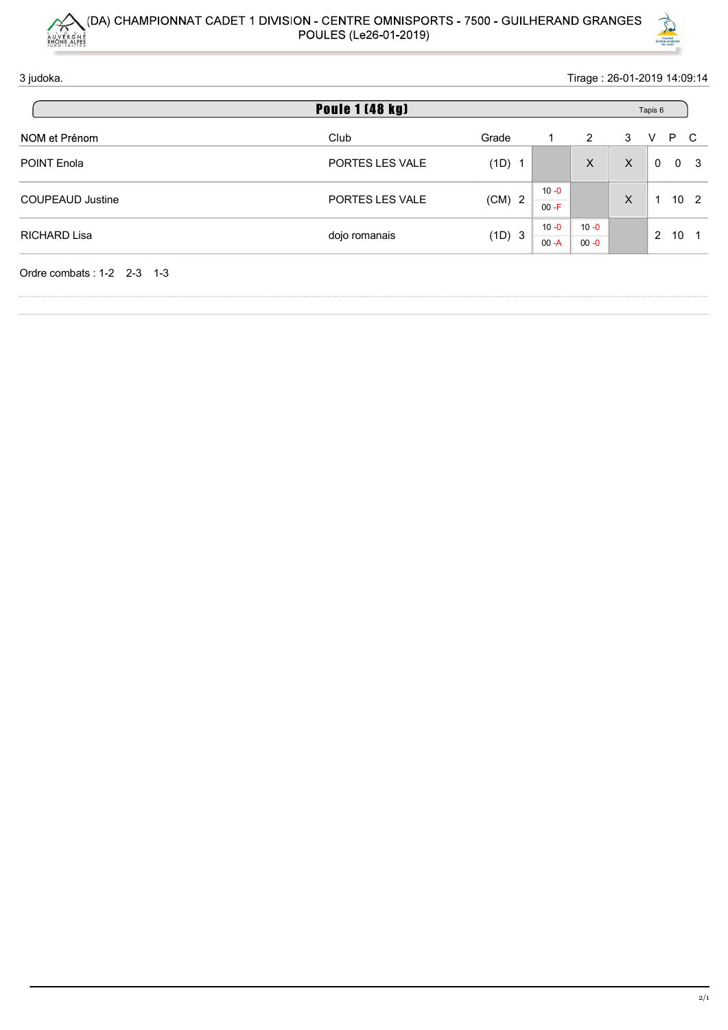# (DA) CHAMPIONNAT CADET 1 DIVISION - CENTRE OMNISPORTS - 7500 - GUILHERAND GRANGES
## POULES (Le26-01-2019)

3 judoka. Tirage : 26-01-2019 14:09:14

### Poule 1 (48 kg) — Tapis 6

| NOM et Prénom | Club | Grade | | 1 | 2 | 3 | V | P | C |
|---|---|---|---|---|---|---|---|---|---|
| POINT Enola | PORTES LES VALE | (1D) | 1 | | X | X | 0 | 0 | 3 |
| COUPEAUD Justine | PORTES LES VALE | (CM) | 2 | 10 -0 / 00 -F | | X | 1 | 10 | 2 |
| RICHARD Lisa | dojo romanais | (1D) | 3 | 10 -0 / 00 -A | 10 -0 / 00 -0 | | 2 | 10 | 1 |

Ordre combats : 1-2 2-3 1-3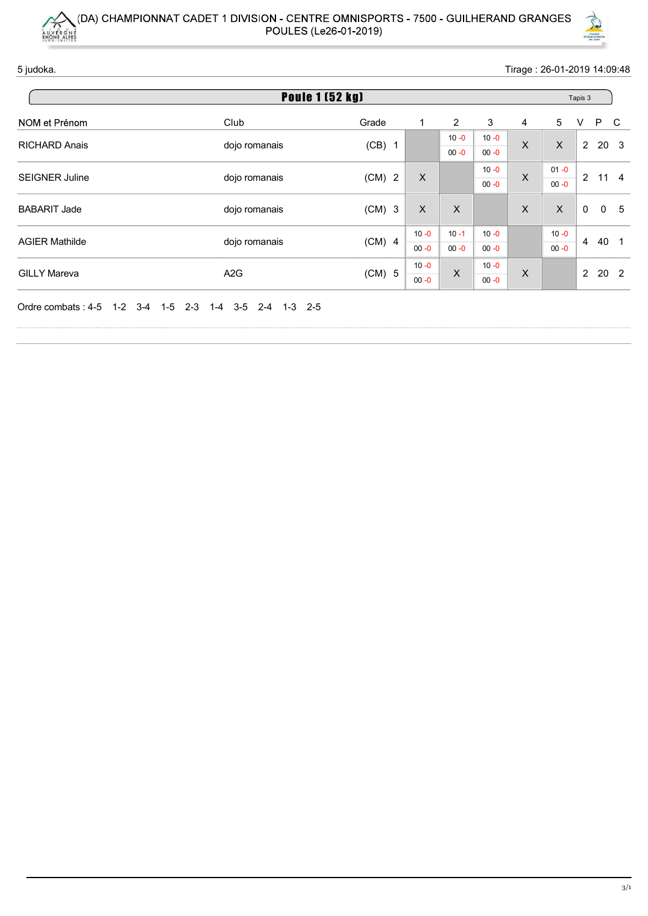(DA) CHAMPIONNAT CADET 1 DIVISION - CENTRE OMNISPORTS - 7500 - GUILHERAND GRANGES
POULES (Le26-01-2019)

5 judoka. Tirage : 26-01-2019 14:09:48

## Poule 1 (52 kg)

Tapis 3

| NOM et Prénom | Club | Grade | | 1 | 2 | 3 | 4 | 5 | V | P | C |
|---|---|---|---|---|---|---|---|---|---|---|---|
| RICHARD Anais | dojo romanais | (CB) | 1 | | 10 -0 / 00 -0 | 10 -0 / 00 -0 | X | X | 2 | 20 | 3 |
| SEIGNER Juline | dojo romanais | (CM) | 2 | X | | 10 -0 / 00 -0 | X | 01 -0 / 00 -0 | 2 | 11 | 4 |
| BABARIT Jade | dojo romanais | (CM) | 3 | X | X | | X | X | 0 | 0 | 5 |
| AGIER Mathilde | dojo romanais | (CM) | 4 | 10 -0 / 00 -0 | 10 -1 / 00 -0 | 10 -0 / 00 -0 | | 10 -0 / 00 -0 | 4 | 40 | 1 |
| GILLY Mareva | A2G | (CM) | 5 | 10 -0 / 00 -0 | X | 10 -0 / 00 -0 | X | | 2 | 20 | 2 |

Ordre combats : 4-5 1-2 3-4 1-5 2-3 1-4 3-5 2-4 1-3 2-5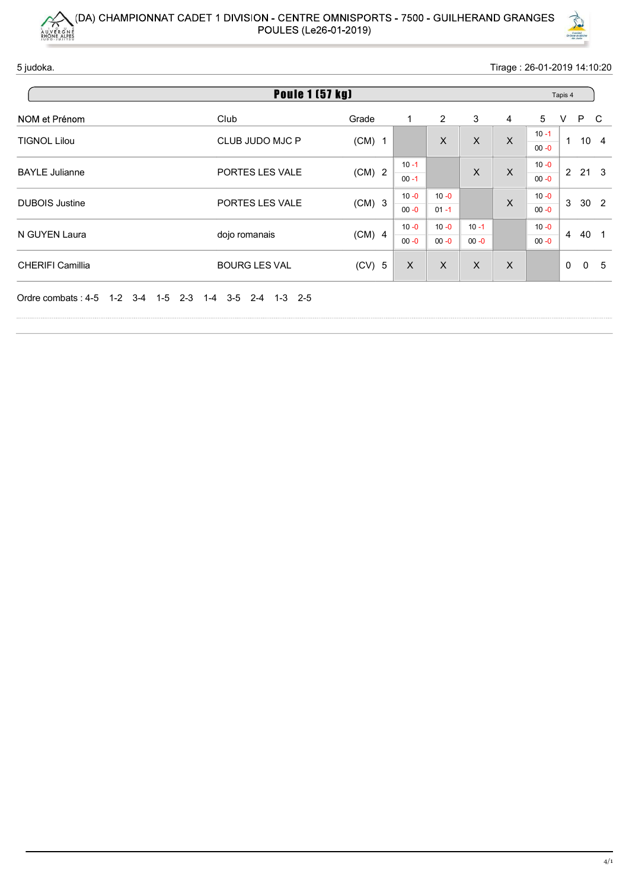(DA) CHAMPIONNAT CADET 1 DIVISION - CENTRE OMNISPORTS - 7500 - GUILHERAND GRANGES
POULES (Le26-01-2019)

5 judoka. | Tirage : 26-01-2019 14:10:20

## Poule 1 (57 kg)

Tapis 4

| NOM et Prénom | Club | Grade | | 1 | 2 | 3 | 4 | 5 | V | P | C |
|---|---|---|---|---|---|---|---|---|---|---|---|
| TIGNOL Lilou | CLUB JUDO MJC P | (CM) | 1 | | X | X | X | 10 -1 / 00 -0 | 1 | 10 | 4 |
| BAYLE Julianne | PORTES LES VALE | (CM) | 2 | 10 -1 / 00 -1 | | X | X | 10 -0 / 00 -0 | 2 | 21 | 3 |
| DUBOIS Justine | PORTES LES VALE | (CM) | 3 | 10 -0 / 00 -0 | 10 -0 / 01 -1 | | X | 10 -0 / 00 -0 | 3 | 30 | 2 |
| N GUYEN Laura | dojo romanais | (CM) | 4 | 10 -0 / 00 -0 | 10 -0 / 00 -0 | 10 -1 / 00 -0 | | 10 -0 / 00 -0 | 4 | 40 | 1 |
| CHERIFI Camillia | BOURG LES VAL | (CV) | 5 | X | X | X | X | | 0 | 0 | 5 |

Ordre combats : 4-5 1-2 3-4 1-5 2-3 1-4 3-5 2-4 1-3 2-5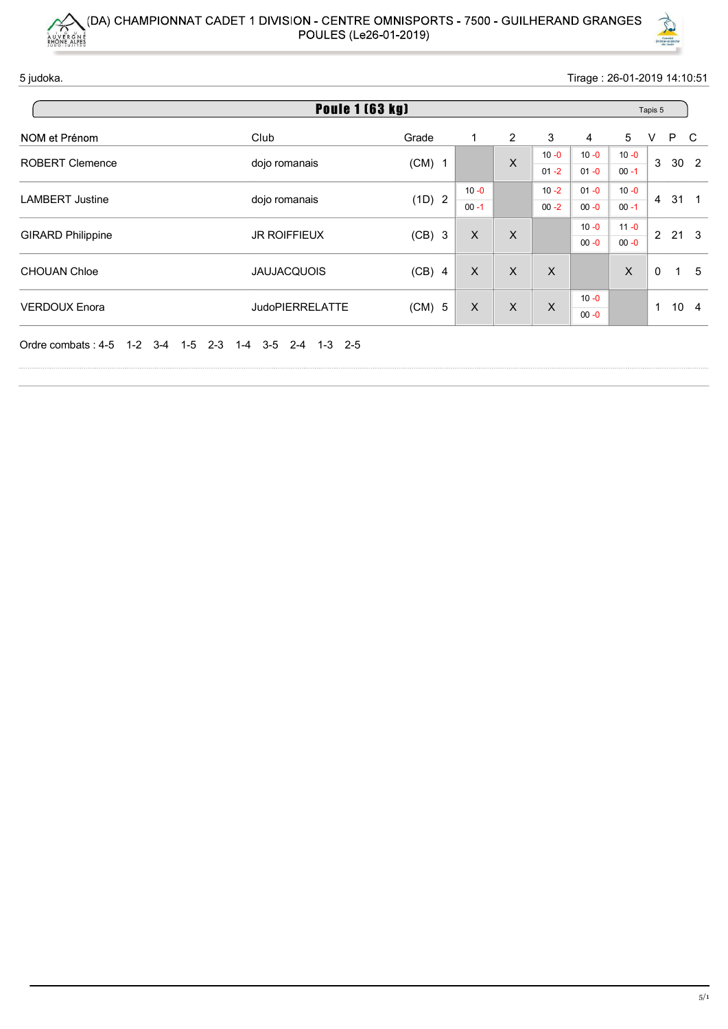# (DA) CHAMPIONNAT CADET 1 DIVISION - CENTRE OMNISPORTS - 7500 - GUILHERAND GRANGES
POULES (Le26-01-2019)

5 judoka. Tirage : 26-01-2019 14:10:51

## Poule 1 (63 kg)

Tapis 5

| NOM et Prénom | Club | Grade | | 1 | 2 | 3 | 4 | 5 | V | P | C |
|---|---|---|---|---|---|---|---|---|---|---|---|
| ROBERT Clemence | dojo romanais | (CM) | 1 | | X | 10 -0 / 01 -2 | 10 -0 / 01 -0 | 10 -0 / 00 -1 | 3 | 30 | 2 |
| LAMBERT Justine | dojo romanais | (1D) | 2 | 10 -0 / 00 -1 | | 10 -2 / 00 -2 | 01 -0 / 00 -0 | 10 -0 / 00 -1 | 4 | 31 | 1 |
| GIRARD Philippine | JR ROIFFIEUX | (CB) | 3 | X | X | | 10 -0 / 00 -0 | 11 -0 / 00 -0 | 2 | 21 | 3 |
| CHOUAN Chloe | JAUJACQUOIS | (CB) | 4 | X | X | X | | X | 0 | 1 | 5 |
| VERDOUX Enora | JudoPIERRELATTE | (CM) | 5 | X | X | X | 10 -0 / 00 -0 | | 1 | 10 | 4 |

Ordre combats : 4-5 1-2 3-4 1-5 2-3 1-4 3-5 2-4 1-3 2-5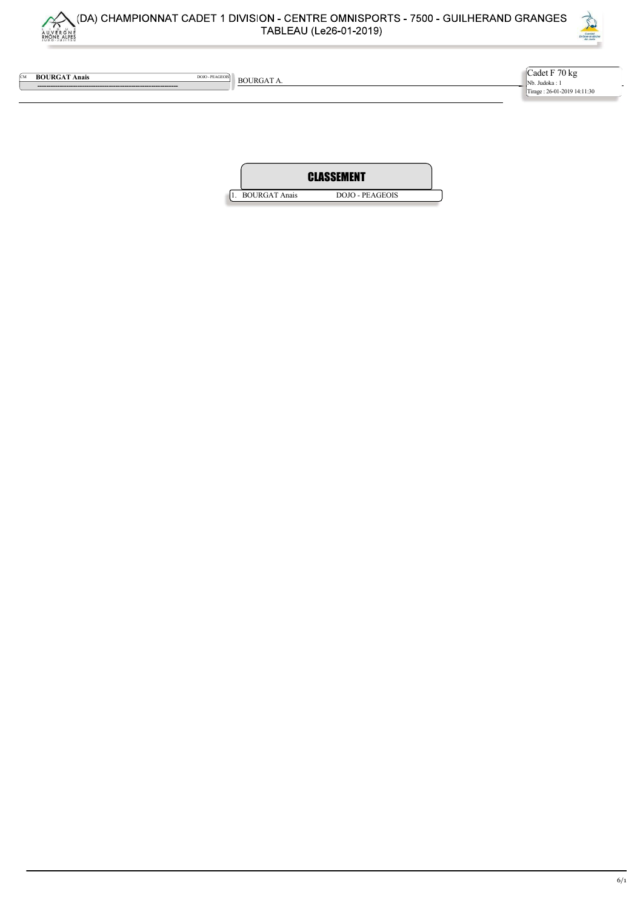# (DA) CHAMPIONNAT CADET 1 DIVISION - CENTRE OMNISPORTS - 7500 - GUILHERAND GRANGES

## TABLEAU (Le26-01-2019)

CM **BOURGAT Anais** DOJO - PEAGEOIS

BOURGAT A.

Cadet F 70 kg
Nb. Judoka : 1
Tirage : 26-01-2019 14:11:30

## CLASSEMENT

| | | |
|---|---|---|
| 1. | BOURGAT Anais | DOJO - PEAGEOIS |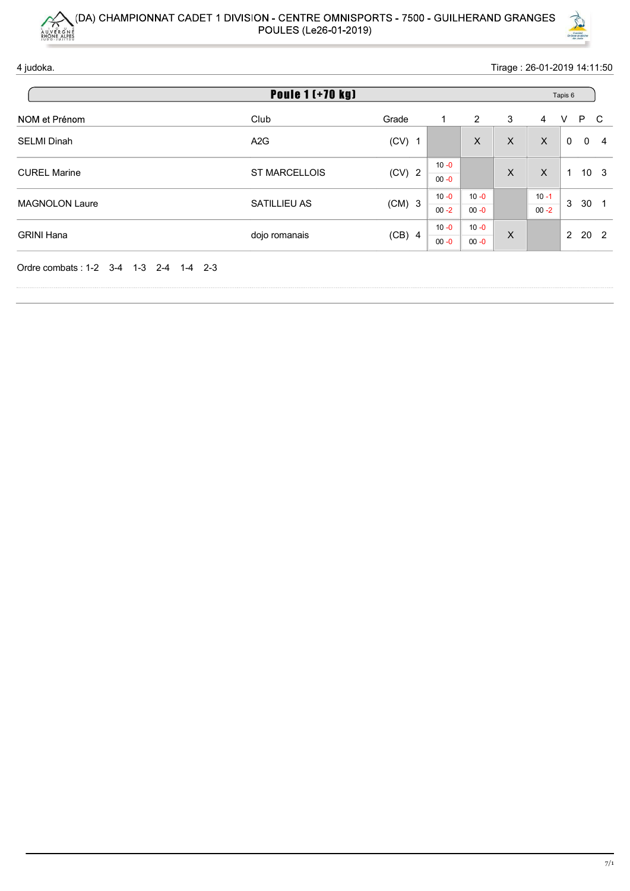# (DA) CHAMPIONNAT CADET 1 DIVISION - CENTRE OMNISPORTS - 7500 - GUILHERAND GRANGES

POULES (Le26-01-2019)

4 judoka.

Tirage : 26-01-2019 14:11:50

## Poule 1 (+70 kg)

Tapis 6

| NOM et Prénom | Club | Grade | 1 | 2 | 3 | 4 | V | P | C |
|---|---|---|---|---|---|---|---|---|---|
| SELMI Dinah | A2G | (CV) 1 | | X | X | X | 0 | 0 | 4 |
| CUREL Marine | ST MARCELLOIS | (CV) 2 | 10 -0 / 00 -0 | | X | X | 1 | 10 | 3 |
| MAGNOLON Laure | SATILLIEU AS | (CM) 3 | 10 -0 / 00 -2 | 10 -0 / 00 -0 | | 10 -1 / 00 -2 | 3 | 30 | 1 |
| GRINI Hana | dojo romanais | (CB) 4 | 10 -0 / 00 -0 | 10 -0 / 00 -0 | X | | 2 | 20 | 2 |

Ordre combats : 1-2 3-4 1-3 2-4 1-4 2-3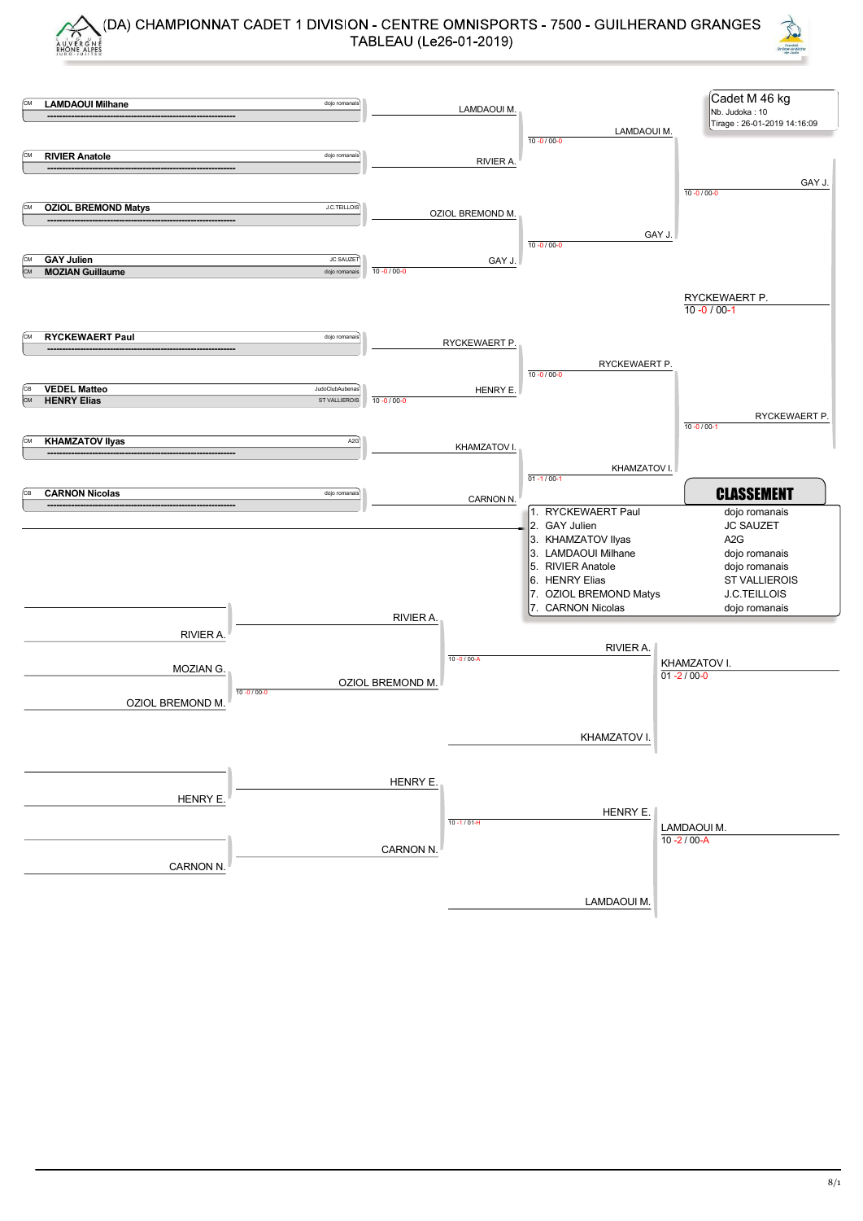# (DA) CHAMPIONNAT CADET 1 DIVISION - CENTRE OMNISPORTS - 7500 - GUILHERAND GRANGES

## TABLEAU (Le26-01-2019)

**Cadet M 46 kg**
Nb. Judoka : 10
Tirage : 26-01-2019 14:16:09

### Tableau principal

| Cat. | Judoka | Club |
|---|---|---|
| CM | **LAMDAOUI Milhane** | dojo romanais |
| CM | **RIVIER Anatole** | dojo romanais |
| CM | **OZIOL BREMOND Matys** | J.C.TEILLOIS |
| CM | **GAY Julien** | JC SAUZET |
| CM | **MOZIAN Guillaume** | dojo romanais |
| CM | **RYCKEWAERT Paul** | dojo romanais |
| CB | **VEDEL Matteo** | JudoClubAubenas |
| CM | **HENRY Elias** | ST VALLIEROIS |
| CM | **KHAMZATOV Ilyas** | A2G |
| CB | **CARNON Nicolas** | dojo romanais |

Premier tour :
- GAY J. vs MOZIAN G. → GAY J. (10 -0 / 00-0)
- VEDEL M. vs HENRY E. → HENRY E. (10 -0 / 00-0)

Deuxième tour :
- LAMDAOUI M. vs RIVIER A. → LAMDAOUI M. (10 -0 / 00-0)
- OZIOL BREMOND M. vs GAY J. → GAY J. (10 -0 / 00-0)
- RYCKEWAERT P. vs HENRY E. → RYCKEWAERT P. (10 -0 / 00-0)
- KHAMZATOV I. vs CARNON N. → KHAMZATOV I. (01 -1 / 00-1)

Demi-finales :
- LAMDAOUI M. vs GAY J. → GAY J. (10 -0 / 00-0)
- RYCKEWAERT P. vs KHAMZATOV I. → RYCKEWAERT P. (10 -0 / 00-1)

Finale :
- GAY J. vs RYCKEWAERT P. → RYCKEWAERT P. (10 -0 / 00-1)

### Repêchage

- RIVIER A. vs MOZIAN G. → RIVIER A.
- OZIOL BREMOND M. → OZIOL BREMOND M. (10 -0 / 00-0)
- RIVIER A. vs OZIOL BREMOND M. → RIVIER A. (10 -0 / 00-A)
- RIVIER A. vs KHAMZATOV I. → KHAMZATOV I. (01 -2 / 00-0)
- HENRY E. vs CARNON N. → HENRY E. (10 -1 / 01-H)
- HENRY E. vs LAMDAOUI M. → LAMDAOUI M. (10 -2 / 00-A)

### CLASSEMENT

| Rang | Judoka | Club |
|---|---|---|
| 1. | RYCKEWAERT Paul | dojo romanais |
| 2. | GAY Julien | JC SAUZET |
| 3. | KHAMZATOV Ilyas | A2G |
| 3. | LAMDAOUI Milhane | dojo romanais |
| 5. | RIVIER Anatole | dojo romanais |
| 6. | HENRY Elias | ST VALLIEROIS |
| 7. | OZIOL BREMOND Matys | J.C.TEILLOIS |
| 7. | CARNON Nicolas | dojo romanais |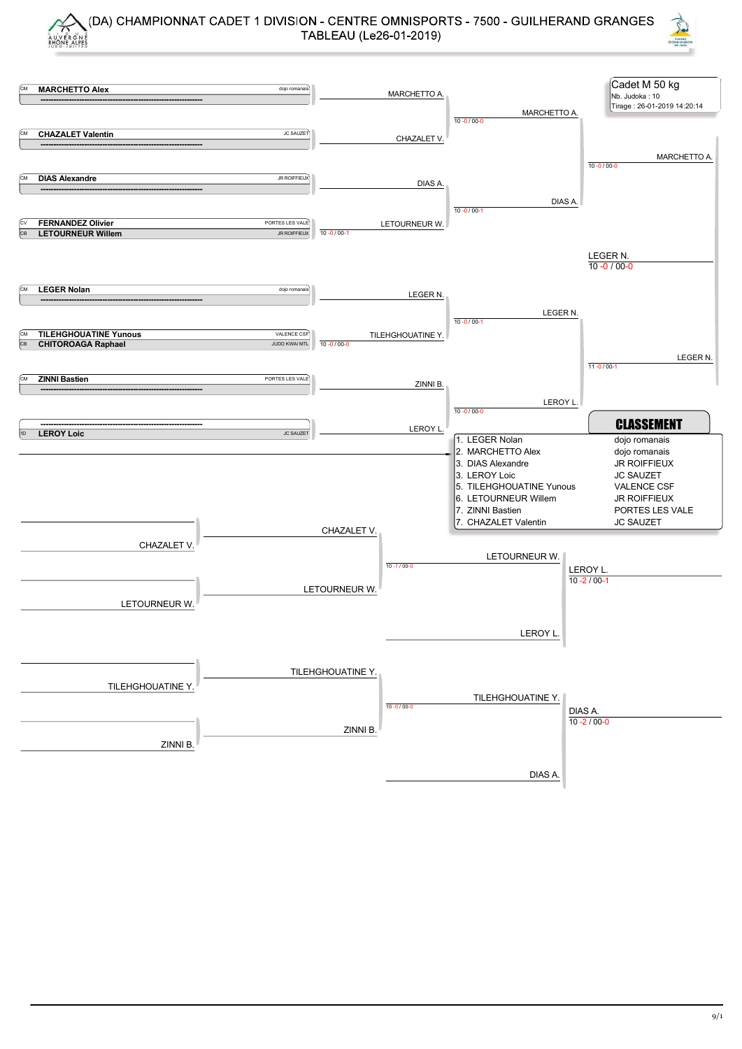# (DA) CHAMPIONNAT CADET 1 DIVISION - CENTRE OMNISPORTS - 7500 - GUILHERAND GRANGES

## TABLEAU (Le26-01-2019)

**Cadet M 50 kg**
Nb. Judoka : 10
Tirage : 26-01-2019 14:20:14

### Tableau principal

| Cat. | Judoka | Club |
|---|---|---|
| CM | **MARCHETTO Alex** | dojo romanais |
| CM | **CHAZALET Valentin** | JC SAUZET |
| CM | **DIAS Alexandre** | JR ROIFFIEUX |
| CV | **FERNANDEZ Olivier** | PORTES LES VALE |
| CB | **LETOURNEUR Willem** | JR ROIFFIEUX |
| CM | **LEGER Nolan** | dojo romanais |
| CM | **TILEHGHOUATINE Yunous** | VALENCE CSF |
| CB | **CHITOROAGA Raphael** | JUDO KWAI MTL |
| CM | **ZINNI Bastien** | PORTES LES VALE |
| 1D | **LEROY Loic** | JC SAUZET |

Premier tour :
- FERNANDEZ O. / LETOURNEUR W. → LETOURNEUR W. (10 -0 / 00-1)
- TILEHGHOUATINE Y. / CHITOROAGA R. → TILEHGHOUATINE Y. (10 -0 / 00-0)

Deuxième tour :
- MARCHETTO A. / CHAZALET V. → MARCHETTO A. (10 -0 / 00-0)
- DIAS A. / LETOURNEUR W. → DIAS A. (10 -0 / 00-1)
- LEGER N. / TILEHGHOUATINE Y. → LEGER N. (10 -0 / 00-1)
- ZINNI B. / LEROY L. → LEROY L. (10 -0 / 00-0)

Demi-finales :
- MARCHETTO A. / DIAS A. → MARCHETTO A. (10 -0 / 00-0)
- LEGER N. / LEROY L. → LEGER N. (11 -0 / 00-1)

Finale :
- MARCHETTO A. / LEGER N. → LEGER N. (10 -0 / 00-0)

### Repêchages

- CHAZALET V. / LETOURNEUR W. → LETOURNEUR W. (10 -1 / 00-0)
- LETOURNEUR W. / LEROY L. → LEROY L. (10 -2 / 00-1)
- TILEHGHOUATINE Y. / ZINNI B. → TILEHGHOUATINE Y. (10 -0 / 00-0)
- TILEHGHOUATINE Y. / DIAS A. → DIAS A. (10 -2 / 00-0)

### CLASSEMENT

| Rang | Judoka | Club |
|---|---|---|
| 1. | LEGER Nolan | dojo romanais |
| 2. | MARCHETTO Alex | dojo romanais |
| 3. | DIAS Alexandre | JR ROIFFIEUX |
| 3. | LEROY Loic | JC SAUZET |
| 5. | TILEHGHOUATINE Yunous | VALENCE CSF |
| 6. | LETOURNEUR Willem | JR ROIFFIEUX |
| 7. | ZINNI Bastien | PORTES LES VALE |
| 7. | CHAZALET Valentin | JC SAUZET |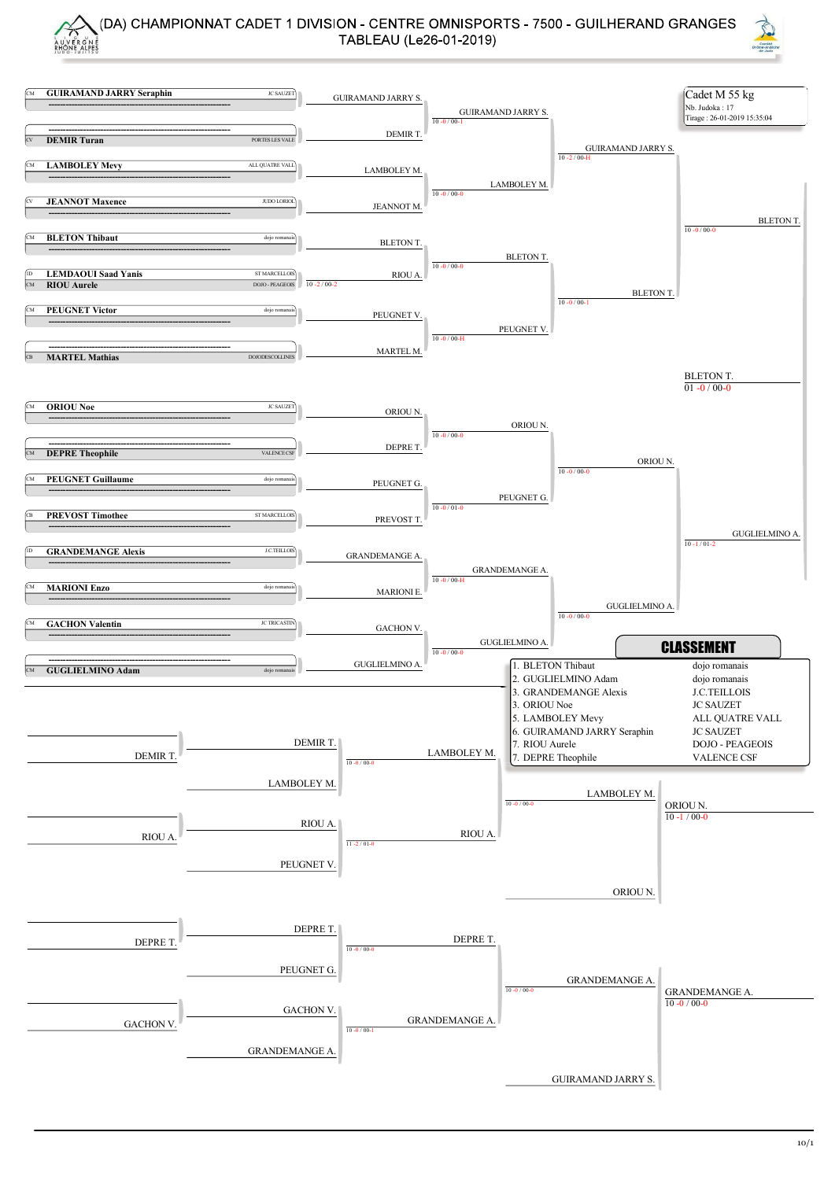# (DA) CHAMPIONNAT CADET 1 DIVISION - CENTRE OMNISPORTS - 7500 - GUILHERAND GRANGES

## TABLEAU (Le26-01-2019)

**Cadet M 55 kg**
Nb. Judoka : 17
Tirage : 26-01-2019 15:35:04

### Tableau principal

| Catégorie | Judoka | Club |
|---|---|---|
| CM | GUIRAMAND JARRY Seraphin | JC SAUZET |
| CV | DEMIR Turan | PORTES LES VALE |
| CM | LAMBOLEY Mevy | ALL QUATRE VALL |
| CV | JEANNOT Maxence | JUDO LORIOL |
| CM | BLETON Thibaut | dojo romanais |
| ID | LEMDAOUI Saad Yanis | ST MARCELLOIS |
| CM | RIOU Aurele | DOJO - PEAGEOIS |
| CM | PEUGNET Victor | dojo romanais |
| CB | MARTEL Mathias | DOJODESCOLLINES |
| CM | ORIOU Noe | JC SAUZET |
| CM | DEPRE Theophile | VALENCE CSF |
| CM | PEUGNET Guillaume | dojo romanais |
| CB | PREVOST Timothee | ST MARCELLOIS |
| ID | GRANDEMANGE Alexis | J.C.TEILLOIS |
| CM | MARIONI Enzo | dojo romanais |
| CM | GACHON Valentin | JC TRICASTIN |
| CM | GUGLIELMINO Adam | dojo romanais |

Tour préliminaire :
- RIOU A. bat LEMDAOUI (10 -2 / 00-2)

1er tour :
- GUIRAMAND JARRY S. bat DEMIR T. (10 -0 / 00-1)
- LAMBOLEY M. bat JEANNOT M. (10 -0 / 00-0)
- BLETON T. bat RIOU A. (10 -0 / 00-0)
- PEUGNET V. bat MARTEL M. (10 -0 / 00-H)
- ORIOU N. bat DEPRE T. (10 -0 / 00-0)
- PEUGNET G. bat PREVOST T. (10 -0 / 01-0)
- GRANDEMANGE A. bat MARIONI E. (10 -0 / 00-H)
- GUGLIELMINO A. bat GACHON V. (10 -0 / 00-0)

Quarts de finale :
- GUIRAMAND JARRY S. bat LAMBOLEY M. (10 -2 / 00-H)
- BLETON T. bat PEUGNET V. (10 -0 / 00-1)
- ORIOU N. bat PEUGNET G. (10 -0 / 00-0)
- GUGLIELMINO A. bat GRANDEMANGE A. (10 -0 / 00-0)

Demi-finales :
- BLETON T. bat GUIRAMAND JARRY S. (10 -0 / 00-0)
- GUGLIELMINO A. bat ORIOU N. (10 -1 / 01-2)

Finale :
- BLETON T. (01 -0 / 00-0)

### Repêchages

- DEMIR T. bat LAMBOLEY M. (10 -0 / 00-0)
- RIOU A. bat PEUGNET V. (11 -2 / 01-0)
- LAMBOLEY M. bat RIOU A. (10 -0 / 00-0)
- ORIOU N. bat LAMBOLEY M. (10 -1 / 00-0)
- DEPRE T. bat PEUGNET G. (10 -0 / 00-0)
- GRANDEMANGE A. bat GACHON V. (10 -0 / 00-1)
- GRANDEMANGE A. bat DEPRE T. (10 -0 / 00-0)
- GRANDEMANGE A. bat GUIRAMAND JARRY S. (10 -0 / 00-0)

### CLASSEMENT

| Rang | Judoka | Club |
|---|---|---|
| 1. | BLETON Thibaut | dojo romanais |
| 2. | GUGLIELMINO Adam | dojo romanais |
| 3. | GRANDEMANGE Alexis | J.C.TEILLOIS |
| 3. | ORIOU Noe | JC SAUZET |
| 5. | LAMBOLEY Mevy | ALL QUATRE VALL |
| 6. | GUIRAMAND JARRY Seraphin | JC SAUZET |
| 7. | RIOU Aurele | DOJO - PEAGEOIS |
| 7. | DEPRE Theophile | VALENCE CSF |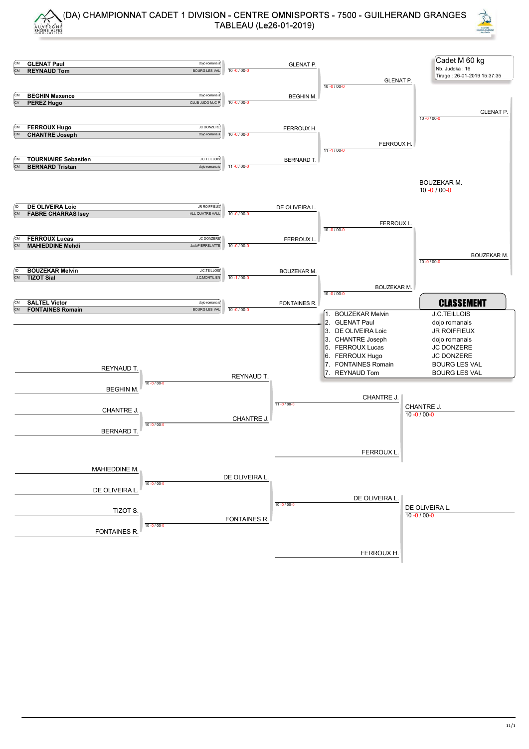# (DA) CHAMPIONNAT CADET 1 DIVISION - CENTRE OMNISPORTS - 7500 - GUILHERAND GRANGES

## TABLEAU (Le26-01-2019)

**Cadet M 60 kg**
Nb. Judoka : 16
Tirage : 26-01-2019 15:37:35

### Tableau principal

| Cat. | Judoka | Club | Score | Vainqueur |
|---|---|---|---|---|
| CM | **GLENAT Paul** | dojo romanais | | |
| CM | **REYNAUD Tom** | BOURG LES VAL | 10 -0 / 00-0 | GLENAT P. |
| CM | **BEGHIN Maxence** | dojo romanais | | |
| CV | **PEREZ Hugo** | CLUB JUDO MJC P | 10 -0 / 00-0 | BEGHIN M. |
| CM | **FERROUX Hugo** | JC DONZERE | | |
| CM | **CHANTRE Joseph** | dojo romanais | 10 -0 / 00-0 | FERROUX H. |
| CM | **TOURNIAIRE Sebastien** | J.C.TEILLOIS | | |
| CM | **BERNARD Tristan** | dojo romanais | 11 -0 / 00-0 | BERNARD T. |
| 1D | **DE OLIVEIRA Loic** | JR ROIFFIEUX | | |
| CM | **FABRE CHARRAS Isey** | ALL QUATRE VALL | 10 -0 / 00-0 | DE OLIVEIRA L. |
| CM | **FERROUX Lucas** | JC DONZERE | | |
| CM | **MAHIEDDINE Mehdi** | JudoPIERRELATTE | 10 -0 / 00-0 | FERROUX L. |
| 1D | **BOUZEKAR Melvin** | J.C.TEILLOIS | | |
| CM | **TIZOT Sial** | J.C.MONTILIEN | 10 -1 / 00-0 | BOUZEKAR M. |
| CM | **SALTEL Victor** | dojo romanais | | |
| CM | **FONTAINES Romain** | BOURG LES VAL | 10 -0 / 00-0 | FONTAINES R. |

Quarts de finale :
- GLENAT P. / BEGHIN M. — 10 -0 / 00-0 — GLENAT P.
- FERROUX H. / BERNARD T. — 11 -1 / 00-0 — FERROUX H.
- DE OLIVEIRA L. / FERROUX L. — 10 -0 / 00-0 — FERROUX L.
- BOUZEKAR M. / FONTAINES R. — 10 -0 / 00-0 — BOUZEKAR M.

Demi-finales :
- GLENAT P. / FERROUX H. — 10 -0 / 00-0 — GLENAT P.
- FERROUX L. / BOUZEKAR M. — 10 -0 / 00-0 — BOUZEKAR M.

Finale :
- GLENAT P. / BOUZEKAR M. — 10 -0 / 00-0 — BOUZEKAR M.

### Repêchages

- REYNAUD T. / BEGHIN M. — 10 -0 / 00-0 — REYNAUD T.
- CHANTRE J. / BERNARD T. — 10 -0 / 00-0 — CHANTRE J.
- REYNAUD T. / CHANTRE J. — 11 -0 / 00-0 — CHANTRE J.
- CHANTRE J. / FERROUX L. — 10 -0 / 00-0 — CHANTRE J.
- MAHIEDDINE M. / DE OLIVEIRA L. — 10 -0 / 00-0 — DE OLIVEIRA L.
- TIZOT S. / FONTAINES R. — 10 -0 / 00-0 — FONTAINES R.
- DE OLIVEIRA L. / FONTAINES R. — 10 -0 / 00-0 — DE OLIVEIRA L.
- DE OLIVEIRA L. / FERROUX H. — 10 -0 / 00-0 — DE OLIVEIRA L.

### CLASSEMENT

| Rang | Judoka | Club |
|---|---|---|
| 1. | BOUZEKAR Melvin | J.C.TEILLOIS |
| 2. | GLENAT Paul | dojo romanais |
| 3. | DE OLIVEIRA Loic | JR ROIFFIEUX |
| 3. | CHANTRE Joseph | dojo romanais |
| 5. | FERROUX Lucas | JC DONZERE |
| 6. | FERROUX Hugo | JC DONZERE |
| 7. | FONTAINES Romain | BOURG LES VAL |
| 7. | REYNAUD Tom | BOURG LES VAL |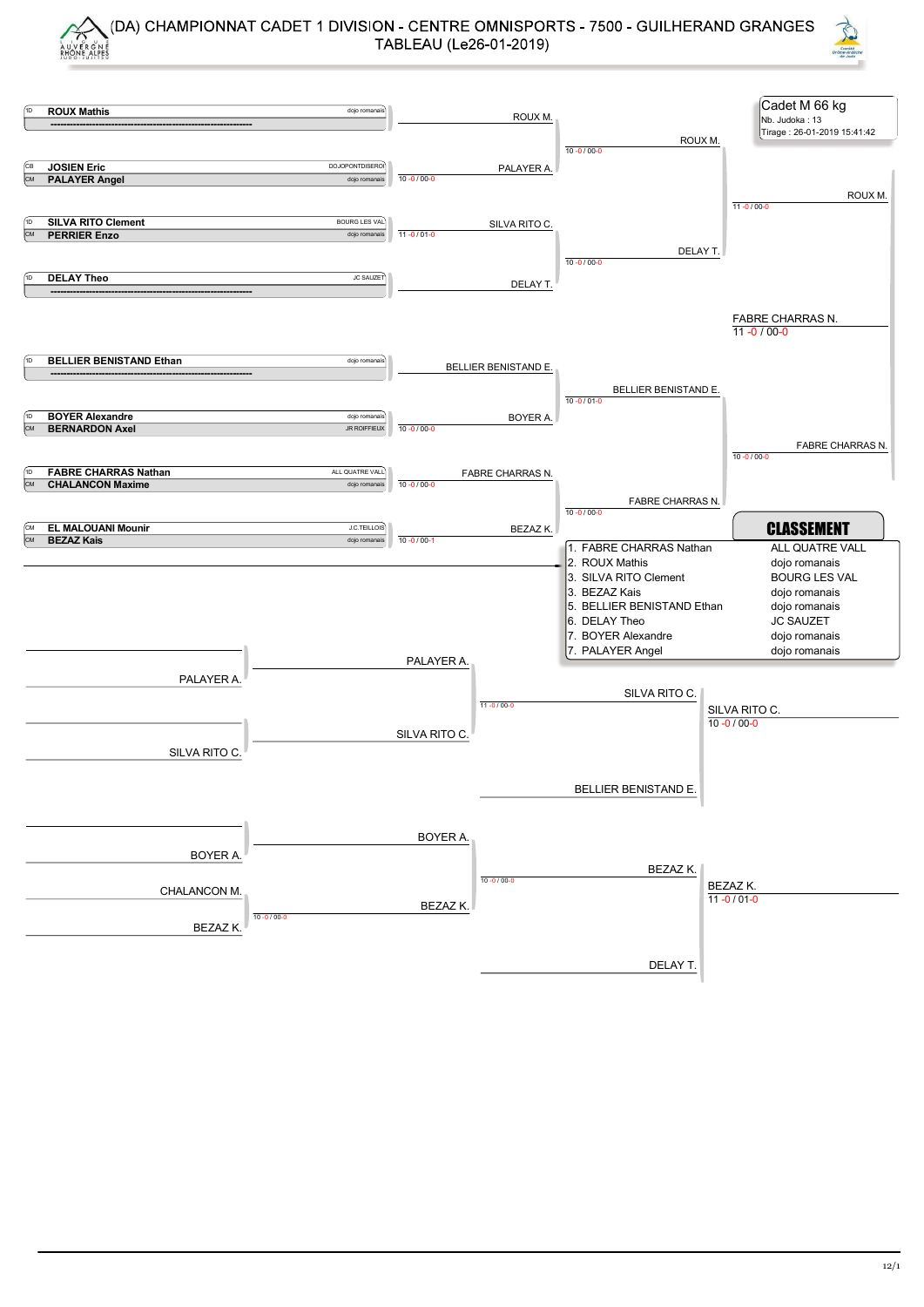# (DA) CHAMPIONNAT CADET 1 DIVISION - CENTRE OMNISPORTS - 7500 - GUILHERAND GRANGES

## TABLEAU (Le26-01-2019)

**Cadet M 66 kg**
Nb. Judoka : 13
Tirage : 26-01-2019 15:41:42

### Tableau principal

| Grade | Judoka | Club |
|---|---|---|
| 1D | **ROUX Mathis** | dojo romanais |
| | ------------------------------------------------------------- | |
| CB | **JOSIEN Eric** | DOJOPONTDISERO |
| CM | **PALAYER Angel** | dojo romanais |
| 1D | **SILVA RITO Clement** | BOURG LES VAL |
| CM | **PERRIER Enzo** | dojo romanais |
| 1D | **DELAY Theo** | JC SAUZET |
| | ------------------------------------------------------------- | |
| 1D | **BELLIER BENISTAND Ethan** | dojo romanais |
| | ------------------------------------------------------------- | |
| 1D | **BOYER Alexandre** | dojo romanais |
| CM | **BERNARDON Axel** | JR ROIFFIEUX |
| 1D | **FABRE CHARRAS Nathan** | ALL QUATRE VALL |
| CM | **CHALANCON Maxime** | dojo romanais |
| CM | **EL MALOUANI Mounir** | J.C.TEILLOIS |
| CM | **BEZAZ Kais** | dojo romanais |

**1er tour**
- ROUX M.
- PALAYER A. (10 -0 / 00-0)
- SILVA RITO C. (11 -0 / 01-0)
- DELAY T.
- BELLIER BENISTAND E.
- BOYER A. (10 -0 / 00-0)
- FABRE CHARRAS N. (10 -0 / 00-0)
- BEZAZ K. (10 -0 / 00-1)

**Quarts de finale**
- ROUX M. (10 -0 / 00-0)
- DELAY T. (10 -0 / 00-0)
- BELLIER BENISTAND E. (10 -0 / 01-0)
- FABRE CHARRAS N. (10 -0 / 00-0)

**Demi-finales**
- ROUX M. (11 -0 / 00-0)
- FABRE CHARRAS N. (10 -0 / 00-0)

**Finale**
- FABRE CHARRAS N. (11 -0 / 00-0)

### Repêchages

- PALAYER A. / SILVA RITO C. → SILVA RITO C. (11 -0 / 00-0)
- SILVA RITO C. / BELLIER BENISTAND E. → SILVA RITO C. (10 -0 / 00-0)
- CHALANCON M. / BEZAZ K. → BEZAZ K. (10 -0 / 00-0)
- BOYER A. / BEZAZ K. → BEZAZ K. (10 -0 / 00-0)
- BEZAZ K. / DELAY T. → BEZAZ K. (11 -0 / 01-0)

### CLASSEMENT

| Place | Judoka | Club |
|---|---|---|
| 1. | FABRE CHARRAS Nathan | ALL QUATRE VALL |
| 2. | ROUX Mathis | dojo romanais |
| 3. | SILVA RITO Clement | BOURG LES VAL |
| 3. | BEZAZ Kais | dojo romanais |
| 5. | BELLIER BENISTAND Ethan | dojo romanais |
| 6. | DELAY Theo | JC SAUZET |
| 7. | BOYER Alexandre | dojo romanais |
| 7. | PALAYER Angel | dojo romanais |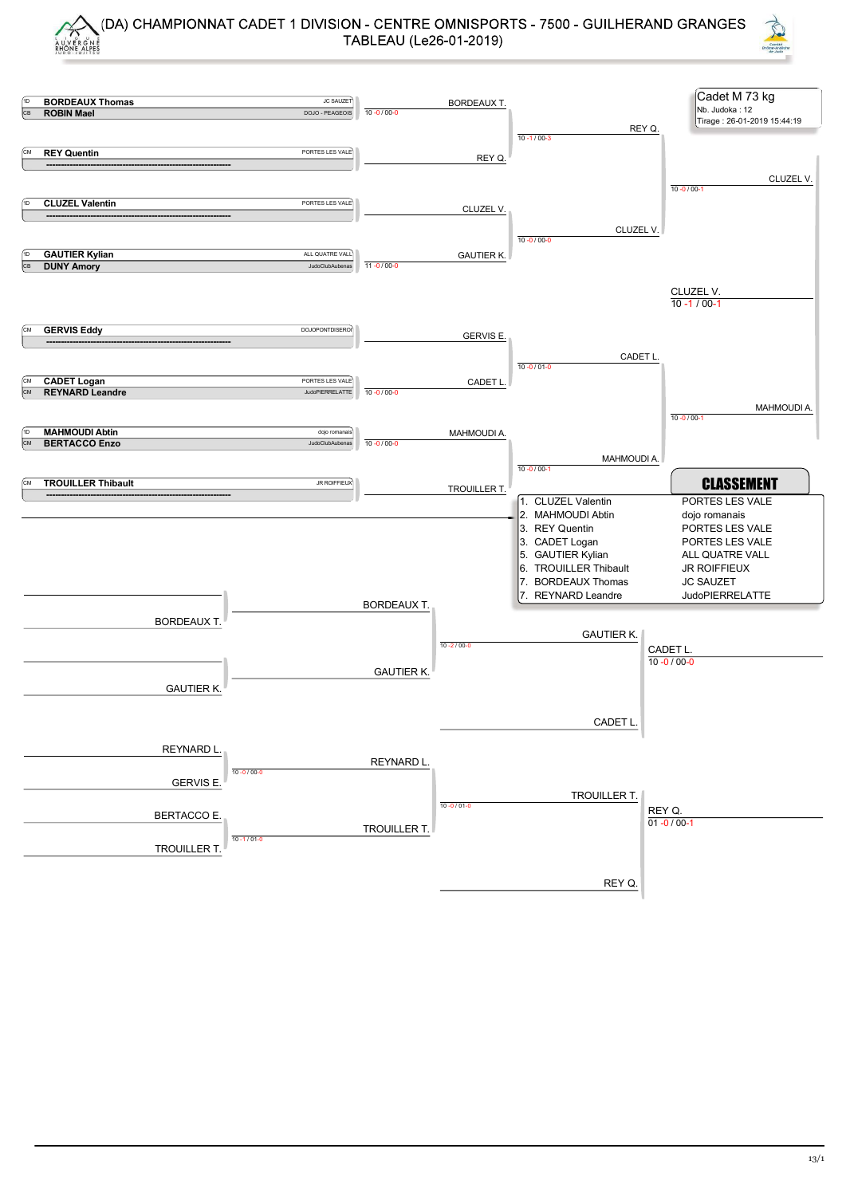# (DA) CHAMPIONNAT CADET 1 DIVISION - CENTRE OMNISPORTS - 7500 - GUILHERAND GRANGES

TABLEAU (Le26-01-2019)

**Cadet M 73 kg**
Nb. Judoka : 12
Tirage : 26-01-2019 15:44:19

## Tableau principal

| Grade | Judoka | Club |
|---|---|---|
| 1D | **BORDEAUX Thomas** | JC SAUZET |
| CB | **ROBIN Mael** | DOJO - PEAGEOIS |
| CM | **REY Quentin** | PORTES LES VALE |
| | ------------------------------------------------------------ | |
| 1D | **CLUZEL Valentin** | PORTES LES VALE |
| | ------------------------------------------------------------ | |
| 1D | **GAUTIER Kylian** | ALL QUATRE VALL |
| CB | **DUNY Amory** | JudoClubAubenas |
| CM | **GERVIS Eddy** | DOJOPONTDISERO |
| | ------------------------------------------------------------ | |
| CM | **CADET Logan** | PORTES LES VALE |
| CM | **REYNARD Leandre** | JudoPIERRELATTE |
| 1D | **MAHMOUDI Abtin** | dojo romanais |
| CM | **BERTACCO Enzo** | JudoClubAubenas |
| CM | **TROUILLER Thibault** | JR ROIFFIEUX |
| | ------------------------------------------------------------ | |

### Premier tour

| Combat | Vainqueur | Score |
|---|---|---|
| BORDEAUX Thomas / ROBIN Mael | BORDEAUX T. | 10 -0 / 00-0 |
| REY Quentin (exempt) | REY Q. | |
| CLUZEL Valentin (exempt) | CLUZEL V. | |
| GAUTIER Kylian / DUNY Amory | GAUTIER K. | 11 -0 / 00-0 |
| GERVIS Eddy (exempt) | GERVIS E. | |
| CADET Logan / REYNARD Leandre | CADET L. | 10 -0 / 00-0 |
| MAHMOUDI Abtin / BERTACCO Enzo | MAHMOUDI A. | 10 -0 / 00-0 |
| TROUILLER Thibault (exempt) | TROUILLER T. | |

### Quarts de finale

| Combat | Vainqueur | Score |
|---|---|---|
| BORDEAUX T. / REY Q. | REY Q. | 10 -1 / 00-3 |
| CLUZEL V. / GAUTIER K. | CLUZEL V. | 10 -0 / 00-0 |
| GERVIS E. / CADET L. | CADET L. | 10 -0 / 01-0 |
| MAHMOUDI A. / TROUILLER T. | MAHMOUDI A. | 10 -0 / 00-1 |

### Demi-finales

| Combat | Vainqueur | Score |
|---|---|---|
| REY Q. / CLUZEL V. | CLUZEL V. | 10 -0 / 00-1 |
| CADET L. / MAHMOUDI A. | MAHMOUDI A. | 10 -0 / 00-1 |

### Finale

| Combat | Vainqueur | Score |
|---|---|---|
| CLUZEL V. / MAHMOUDI A. | CLUZEL V. | 10 -1 / 00-1 |

## Repêchages

| Combat | Vainqueur | Score |
|---|---|---|
| BORDEAUX T. (exempt) | BORDEAUX T. | |
| GAUTIER K. (exempt) | GAUTIER K. | |
| BORDEAUX T. / GAUTIER K. | GAUTIER K. | 10 -2 / 00-0 |
| GAUTIER K. / CADET L. | CADET L. | 10 -0 / 00-0 |
| REYNARD L. / GERVIS E. | REYNARD L. | 10 -0 / 00-0 |
| BERTACCO E. / TROUILLER T. | TROUILLER T. | 10 -1 / 01-0 |
| REYNARD L. / TROUILLER T. | TROUILLER T. | 10 -0 / 01-0 |
| TROUILLER T. / REY Q. | REY Q. | 01 -0 / 00-1 |

## CLASSEMENT

| Rang | Judoka | Club |
|---|---|---|
| 1. | CLUZEL Valentin | PORTES LES VALE |
| 2. | MAHMOUDI Abtin | dojo romanais |
| 3. | REY Quentin | PORTES LES VALE |
| 3. | CADET Logan | PORTES LES VALE |
| 5. | GAUTIER Kylian | ALL QUATRE VALL |
| 6. | TROUILLER Thibault | JR ROIFFIEUX |
| 7. | BORDEAUX Thomas | JC SAUZET |
| 7. | REYNARD Leandre | JudoPIERRELATTE |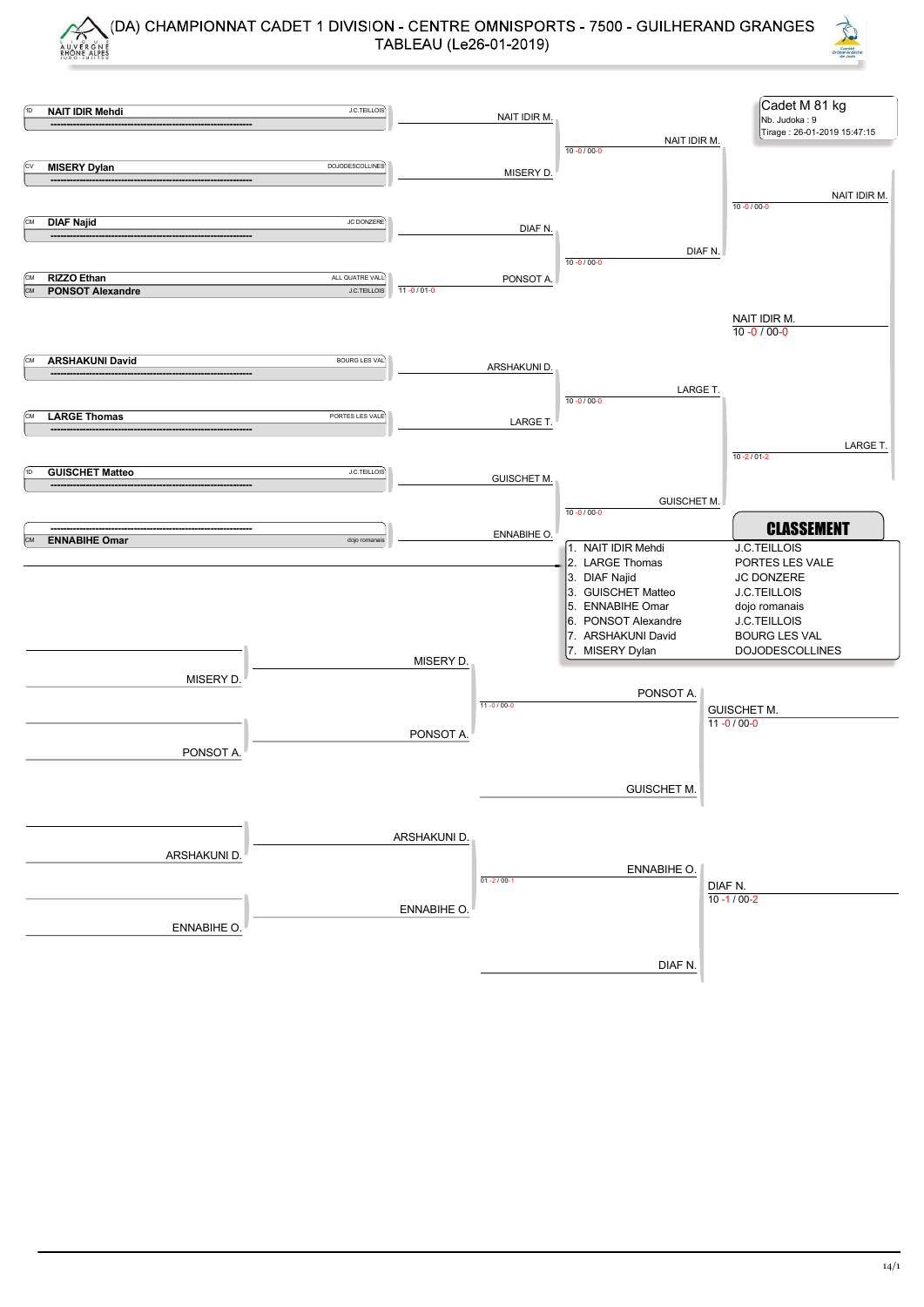# (DA) CHAMPIONNAT CADET 1 DIVISION - CENTRE OMNISPORTS - 7500 - GUILHERAND GRANGES

## TABLEAU (Le26-01-2019)

**Cadet M 81 kg**
Nb. Judoka : 9
Tirage : 26-01-2019 15:47:15

### Tableau principal

| Combattant | Club |
|---|---|
| 1D **NAIT IDIR Mehdi** | J.C.TEILLOIS |
| CV **MISERY Dylan** | DOJODESCOLLINES |
| CM **DIAF Najid** | JC DONZERE |
| CM **RIZZO Ethan** | ALL QUATRE VALL |
| CM **PONSOT Alexandre** | J.C.TEILLOIS |
| CM **ARSHAKUNI David** | BOURG LES VAL |
| CM **LARGE Thomas** | PORTES LES VALE |
| 1D **GUISCHET Matteo** | J.C.TEILLOIS |
| CM **ENNABIHE Omar** | dojo romanais |

Premier tour :
- RIZZO Ethan / PONSOT Alexandre → PONSOT A. (11 -0 / 01-0)

Deuxième tour :
- NAIT IDIR M. / MISERY D. → NAIT IDIR M. (10 -0 / 00-0)
- DIAF N. / PONSOT A. → DIAF N. (10 -0 / 00-0)
- ARSHAKUNI D. / LARGE T. → LARGE T. (10 -0 / 00-0)
- GUISCHET M. / ENNABIHE O. → GUISCHET M. (10 -0 / 00-0)

Demi-finales :
- NAIT IDIR M. / DIAF N. → NAIT IDIR M. (10 -0 / 00-0)
- LARGE T. / GUISCHET M. → LARGE T. (10 -2 / 01-2)

Finale :
- NAIT IDIR M. / LARGE T. → NAIT IDIR M. (10 -0 / 00-0)

### Repêchages

- MISERY D. / PONSOT A. → PONSOT A. (11 -0 / 00-0)
- PONSOT A. / GUISCHET M. → GUISCHET M. (11 -0 / 00-0)
- ARSHAKUNI D. / ENNABIHE O. → ENNABIHE O. (01 -2 / 00-1)
- ENNABIHE O. / DIAF N. → DIAF N. (10 -1 / 00-2)

### CLASSEMENT

| Rang | Nom | Club |
|---|---|---|
| 1. | NAIT IDIR Mehdi | J.C.TEILLOIS |
| 2. | LARGE Thomas | PORTES LES VALE |
| 3. | DIAF Najid | JC DONZERE |
| 3. | GUISCHET Matteo | J.C.TEILLOIS |
| 5. | ENNABIHE Omar | dojo romanais |
| 6. | PONSOT Alexandre | J.C.TEILLOIS |
| 7. | ARSHAKUNI David | BOURG LES VAL |
| 7. | MISERY Dylan | DOJODESCOLLINES |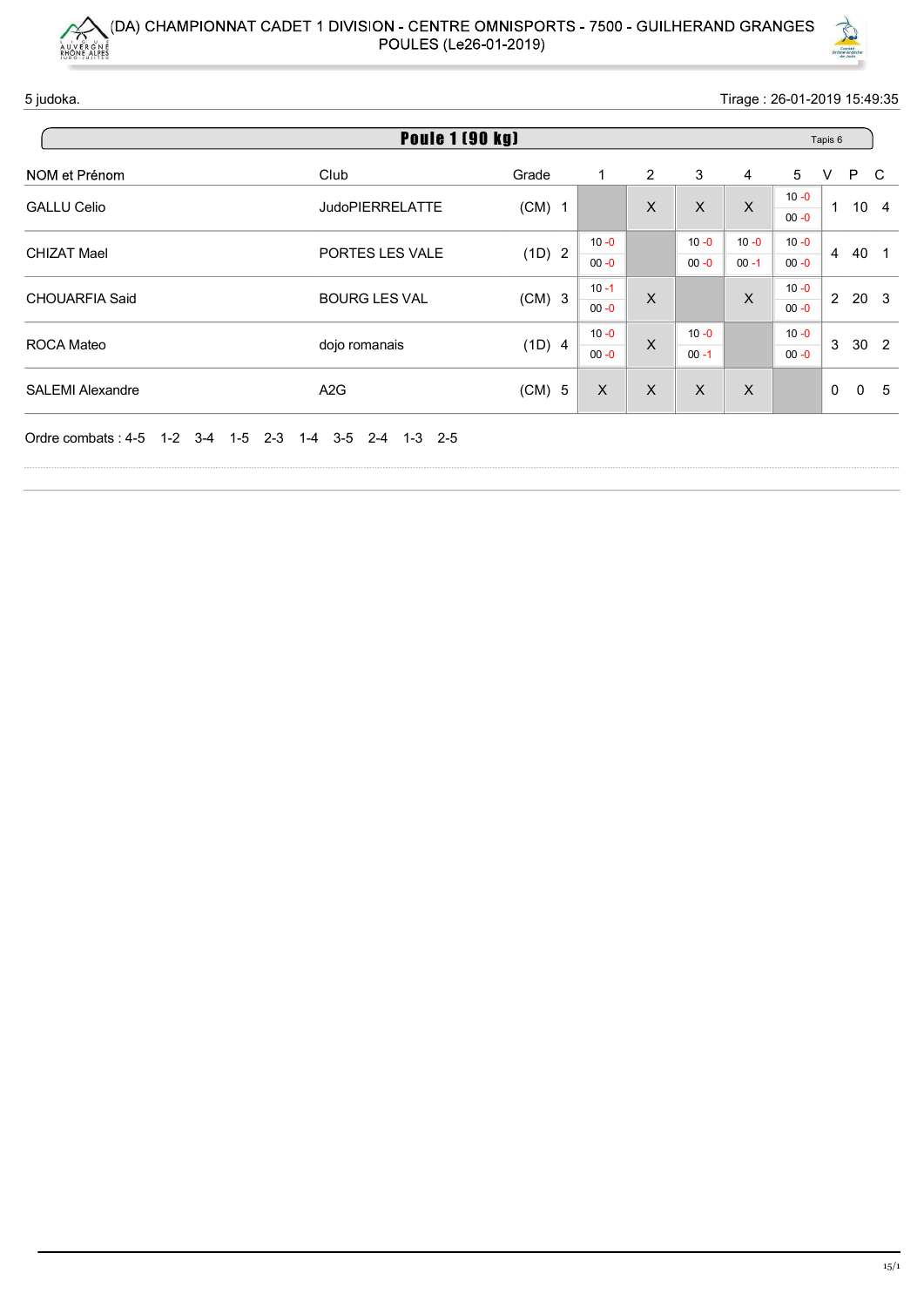(DA) CHAMPIONNAT CADET 1 DIVISION - CENTRE OMNISPORTS - 7500 - GUILHERAND GRANGES
POULES (Le26-01-2019)

5 judoka.

Tirage : 26-01-2019 15:49:35

## Poule 1 (90 kg)

Tapis 6

| NOM et Prénom | Club | Grade | | 1 | 2 | 3 | 4 | 5 | V | P | C |
|---|---|---|---|---|---|---|---|---|---|---|---|
| GALLU Celio | JudoPIERRELATTE | (CM) | 1 | | X | X | X | 10 -0 / 00 -0 | 1 | 10 | 4 |
| CHIZAT Mael | PORTES LES VALE | (1D) | 2 | 10 -0 / 00 -0 | | 10 -0 / 00 -0 | 10 -0 / 00 -1 | 10 -0 / 00 -0 | 4 | 40 | 1 |
| CHOUARFIA Said | BOURG LES VAL | (CM) | 3 | 10 -1 / 00 -0 | X | | X | 10 -0 / 00 -0 | 2 | 20 | 3 |
| ROCA Mateo | dojo romanais | (1D) | 4 | 10 -0 / 00 -0 | X | 10 -0 / 00 -1 | | 10 -0 / 00 -0 | 3 | 30 | 2 |
| SALEMI Alexandre | A2G | (CM) | 5 | X | X | X | X | | 0 | 0 | 5 |

Ordre combats : 4-5 1-2 3-4 1-5 2-3 1-4 3-5 2-4 1-3 2-5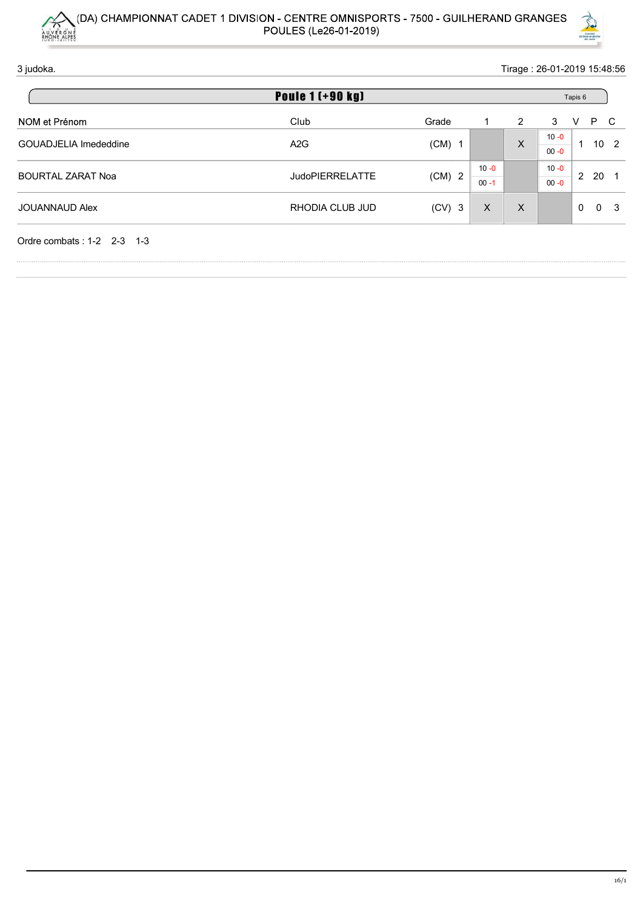(DA) CHAMPIONNAT CADET 1 DIVISION - CENTRE OMNISPORTS - 7500 - GUILHERAND GRANGES
POULES (Le26-01-2019)

3 judoka. Tirage : 26-01-2019 15:48:56

## Poule 1 (+90 kg)

Tapis 6

| NOM et Prénom | Club | Grade | 1 | 2 | 3 | V | P | C |
|---|---|---|---|---|---|---|---|---|
| GOUADJELIA Imededdine | A2G | (CM) 1 | | X | 10 -0 / 00 -0 | 1 | 10 | 2 |
| BOURTAL ZARAT Noa | JudoPIERRELATTE | (CM) 2 | 10 -0 / 00 -1 | | 10 -0 / 00 -0 | 2 | 20 | 1 |
| JOUANNAUD Alex | RHODIA CLUB JUD | (CV) 3 | X | X | | 0 | 0 | 3 |

Ordre combats : 1-2 2-3 1-3